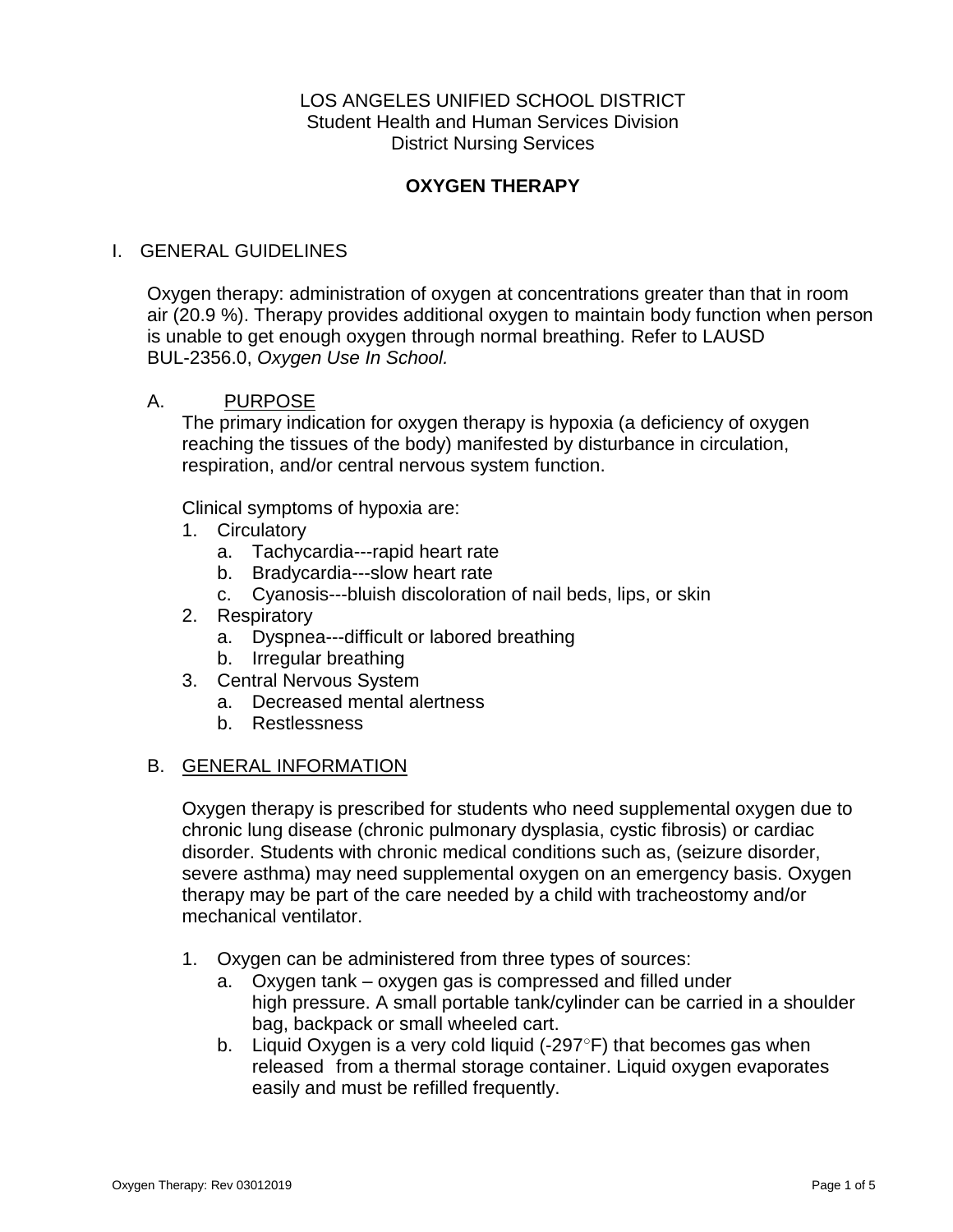LOS ANGELES UNIFIED SCHOOL DISTRICT
Student Health and Human Services Division
District Nursing Services

# OXYGEN THERAPY

## I. GENERAL GUIDELINES

Oxygen therapy: administration of oxygen at concentrations greater than that in room air (20.9 %). Therapy provides additional oxygen to maintain body function when person is unable to get enough oxygen through normal breathing. Refer to LAUSD BUL-2356.0, *Oxygen Use In School.*

### A. PURPOSE

The primary indication for oxygen therapy is hypoxia (a deficiency of oxygen reaching the tissues of the body) manifested by disturbance in circulation, respiration, and/or central nervous system function.

Clinical symptoms of hypoxia are:

1. Circulatory
   a. Tachycardia---rapid heart rate
   b. Bradycardia---slow heart rate
   c. Cyanosis---bluish discoloration of nail beds, lips, or skin
2. Respiratory
   a. Dyspnea---difficult or labored breathing
   b. Irregular breathing
3. Central Nervous System
   a. Decreased mental alertness
   b. Restlessness

### B. GENERAL INFORMATION

Oxygen therapy is prescribed for students who need supplemental oxygen due to chronic lung disease (chronic pulmonary dysplasia, cystic fibrosis) or cardiac disorder. Students with chronic medical conditions such as, (seizure disorder, severe asthma) may need supplemental oxygen on an emergency basis. Oxygen therapy may be part of the care needed by a child with tracheostomy and/or mechanical ventilator.

1. Oxygen can be administered from three types of sources:
   a. Oxygen tank – oxygen gas is compressed and filled under high pressure. A small portable tank/cylinder can be carried in a shoulder bag, backpack or small wheeled cart.
   b. Liquid Oxygen is a very cold liquid (-297°F) that becomes gas when released from a thermal storage container. Liquid oxygen evaporates easily and must be refilled frequently.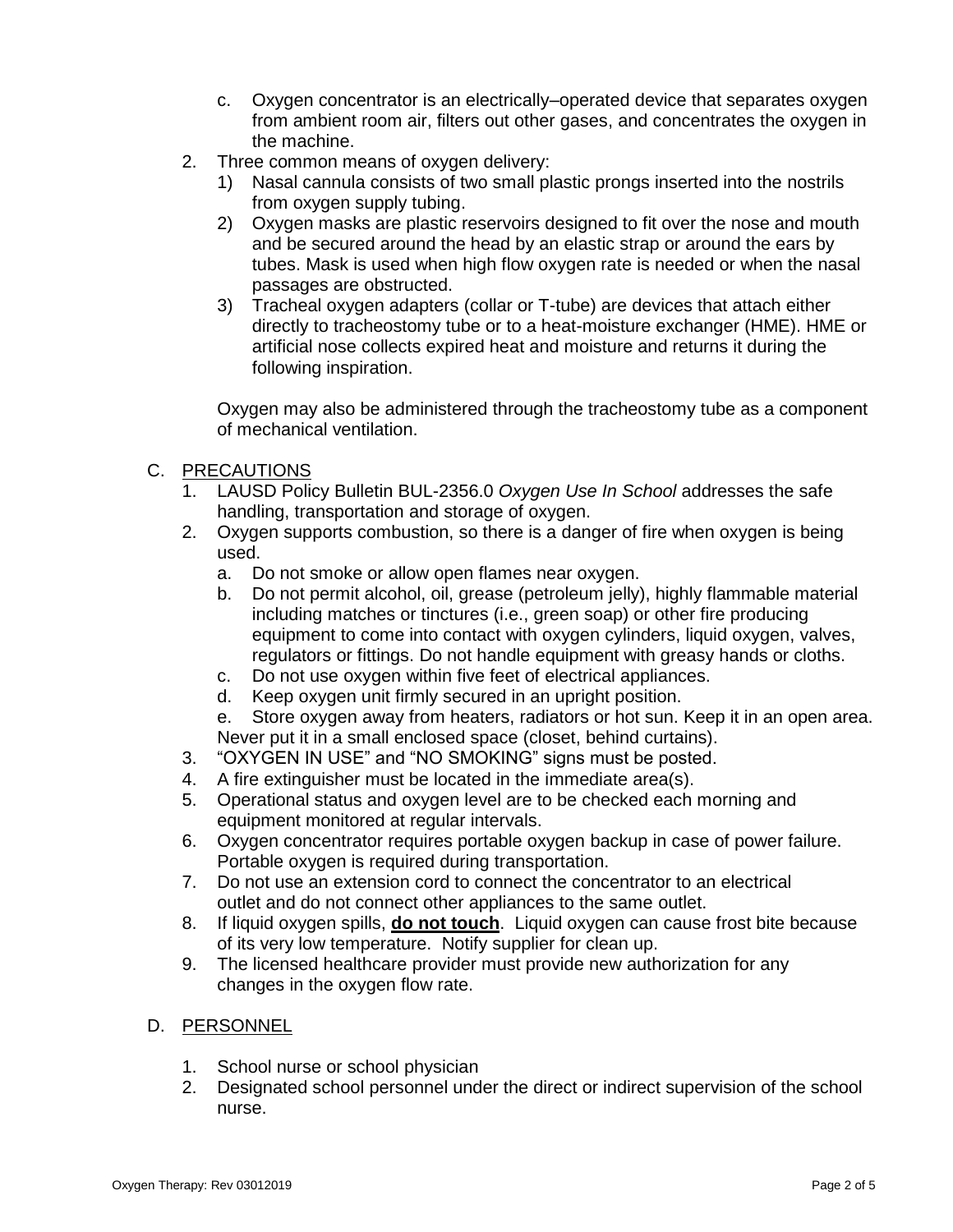c. Oxygen concentrator is an electrically–operated device that separates oxygen from ambient room air, filters out other gases, and concentrates the oxygen in the machine.

2. Three common means of oxygen delivery:
   1) Nasal cannula consists of two small plastic prongs inserted into the nostrils from oxygen supply tubing.
   2) Oxygen masks are plastic reservoirs designed to fit over the nose and mouth and be secured around the head by an elastic strap or around the ears by tubes. Mask is used when high flow oxygen rate is needed or when the nasal passages are obstructed.
   3) Tracheal oxygen adapters (collar or T-tube) are devices that attach either directly to tracheostomy tube or to a heat-moisture exchanger (HME). HME or artificial nose collects expired heat and moisture and returns it during the following inspiration.

   Oxygen may also be administered through the tracheostomy tube as a component of mechanical ventilation.

## C. PRECAUTIONS

1. LAUSD Policy Bulletin BUL-2356.0 *Oxygen Use In School* addresses the safe handling, transportation and storage of oxygen.
2. Oxygen supports combustion, so there is a danger of fire when oxygen is being used.
   a. Do not smoke or allow open flames near oxygen.
   b. Do not permit alcohol, oil, grease (petroleum jelly), highly flammable material including matches or tinctures (i.e., green soap) or other fire producing equipment to come into contact with oxygen cylinders, liquid oxygen, valves, regulators or fittings. Do not handle equipment with greasy hands or cloths.
   c. Do not use oxygen within five feet of electrical appliances.
   d. Keep oxygen unit firmly secured in an upright position.
   e. Store oxygen away from heaters, radiators or hot sun. Keep it in an open area. Never put it in a small enclosed space (closet, behind curtains).
3. "OXYGEN IN USE" and "NO SMOKING" signs must be posted.
4. A fire extinguisher must be located in the immediate area(s).
5. Operational status and oxygen level are to be checked each morning and equipment monitored at regular intervals.
6. Oxygen concentrator requires portable oxygen backup in case of power failure. Portable oxygen is required during transportation.
7. Do not use an extension cord to connect the concentrator to an electrical outlet and do not connect other appliances to the same outlet.
8. If liquid oxygen spills, **do not touch**. Liquid oxygen can cause frost bite because of its very low temperature. Notify supplier for clean up.
9. The licensed healthcare provider must provide new authorization for any changes in the oxygen flow rate.

## D. PERSONNEL

1. School nurse or school physician
2. Designated school personnel under the direct or indirect supervision of the school nurse.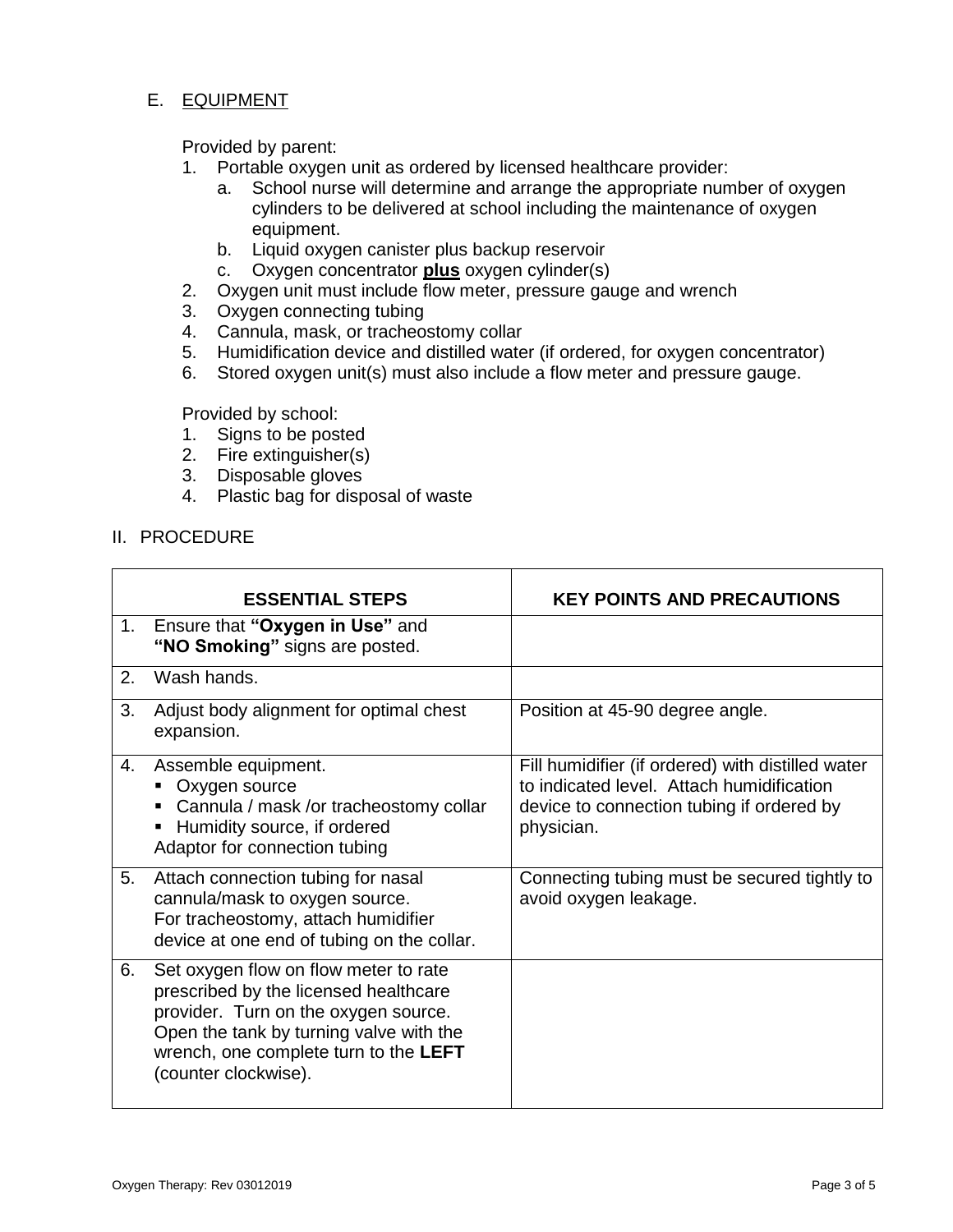E. EQUIPMENT

Provided by parent:

1. Portable oxygen unit as ordered by licensed healthcare provider:
   a. School nurse will determine and arrange the appropriate number of oxygen cylinders to be delivered at school including the maintenance of oxygen equipment.
   b. Liquid oxygen canister plus backup reservoir
   c. Oxygen concentrator **plus** oxygen cylinder(s)
2. Oxygen unit must include flow meter, pressure gauge and wrench
3. Oxygen connecting tubing
4. Cannula, mask, or tracheostomy collar
5. Humidification device and distilled water (if ordered, for oxygen concentrator)
6. Stored oxygen unit(s) must also include a flow meter and pressure gauge.

Provided by school:

1. Signs to be posted
2. Fire extinguisher(s)
3. Disposable gloves
4. Plastic bag for disposal of waste

## II. PROCEDURE

| ESSENTIAL STEPS | KEY POINTS AND PRECAUTIONS |
|---|---|
| 1. Ensure that **"Oxygen in Use"** and **"NO Smoking"** signs are posted. | |
| 2. Wash hands. | |
| 3. Adjust body alignment for optimal chest expansion. | Position at 45-90 degree angle. |
| 4. Assemble equipment.<br>▪ Oxygen source<br>▪ Cannula / mask /or tracheostomy collar<br>▪ Humidity source, if ordered<br>Adaptor for connection tubing | Fill humidifier (if ordered) with distilled water to indicated level. Attach humidification device to connection tubing if ordered by physician. |
| 5. Attach connection tubing for nasal cannula/mask to oxygen source.<br>For tracheostomy, attach humidifier device at one end of tubing on the collar. | Connecting tubing must be secured tightly to avoid oxygen leakage. |
| 6. Set oxygen flow on flow meter to rate prescribed by the licensed healthcare provider. Turn on the oxygen source. Open the tank by turning valve with the wrench, one complete turn to the **LEFT** (counter clockwise). | |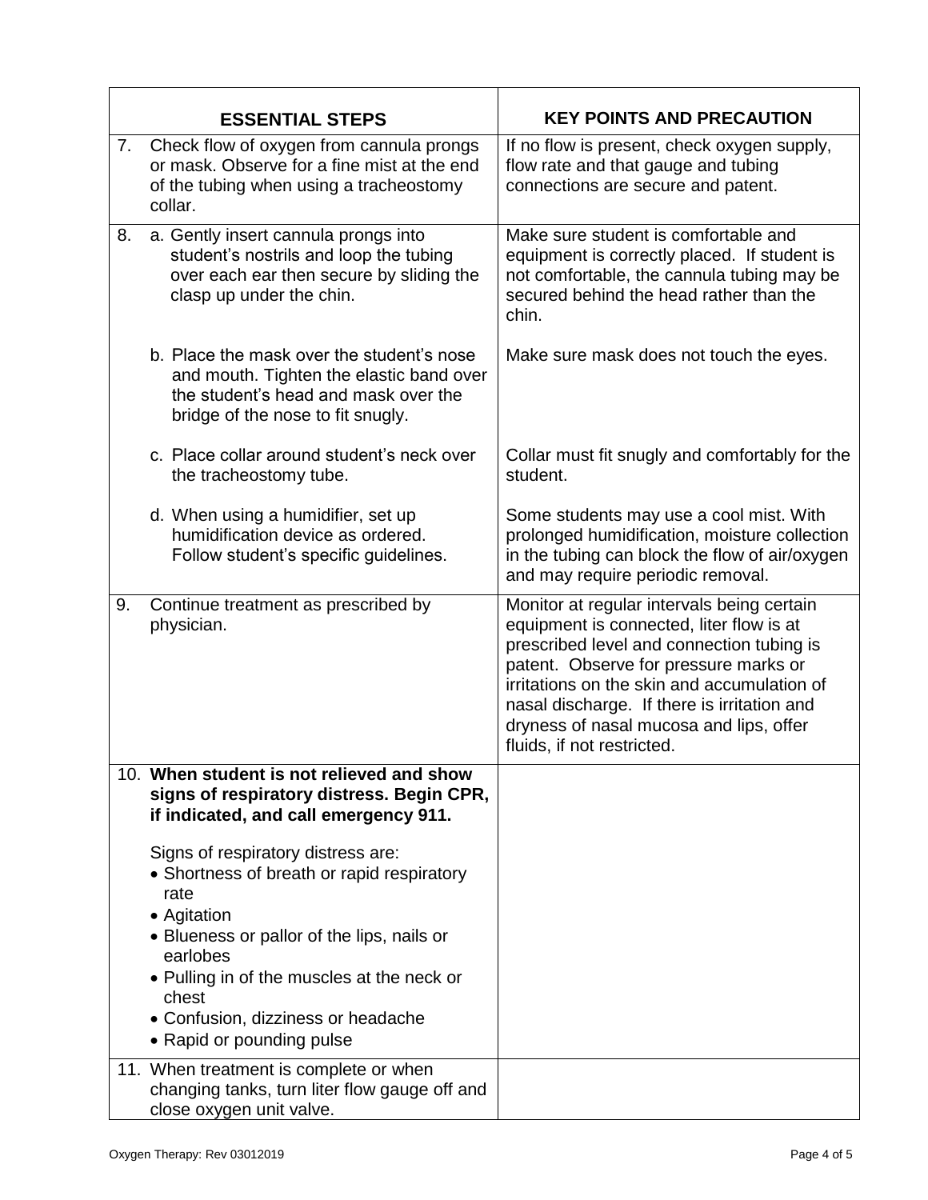| ESSENTIAL STEPS | KEY POINTS AND PRECAUTION |
|---|---|
| 7. Check flow of oxygen from cannula prongs or mask. Observe for a fine mist at the end of the tubing when using a tracheostomy collar. | If no flow is present, check oxygen supply, flow rate and that gauge and tubing connections are secure and patent. |
| 8. a. Gently insert cannula prongs into student's nostrils and loop the tubing over each ear then secure by sliding the clasp up under the chin. | Make sure student is comfortable and equipment is correctly placed. If student is not comfortable, the cannula tubing may be secured behind the head rather than the chin. |
| b. Place the mask over the student's nose and mouth. Tighten the elastic band over the student's head and mask over the bridge of the nose to fit snugly. | Make sure mask does not touch the eyes. |
| c. Place collar around student's neck over the tracheostomy tube. | Collar must fit snugly and comfortably for the student. |
| d. When using a humidifier, set up humidification device as ordered. Follow student's specific guidelines. | Some students may use a cool mist. With prolonged humidification, moisture collection in the tubing can block the flow of air/oxygen and may require periodic removal. |
| 9. Continue treatment as prescribed by physician. | Monitor at regular intervals being certain equipment is connected, liter flow is at prescribed level and connection tubing is patent. Observe for pressure marks or irritations on the skin and accumulation of nasal discharge. If there is irritation and dryness of nasal mucosa and lips, offer fluids, if not restricted. |
| 10. **When student is not relieved and show signs of respiratory distress. Begin CPR, if indicated, and call emergency 911.**<br><br>Signs of respiratory distress are:<br>• Shortness of breath or rapid respiratory rate<br>• Agitation<br>• Blueness or pallor of the lips, nails or earlobes<br>• Pulling in of the muscles at the neck or chest<br>• Confusion, dizziness or headache<br>• Rapid or pounding pulse | |
| 11. When treatment is complete or when changing tanks, turn liter flow gauge off and close oxygen unit valve. | |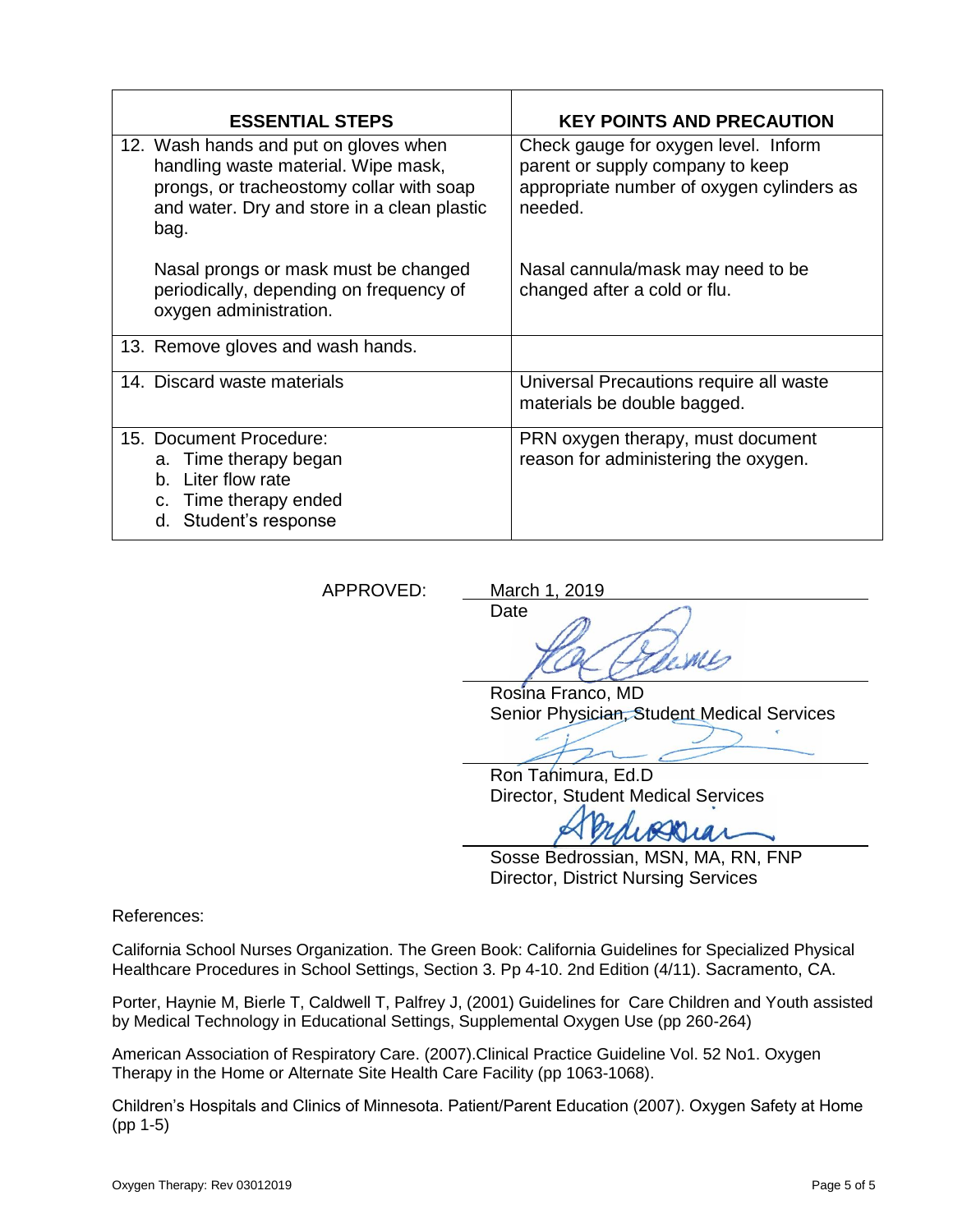| ESSENTIAL STEPS | KEY POINTS AND PRECAUTION |
|---|---|
| 12. Wash hands and put on gloves when handling waste material. Wipe mask, prongs, or tracheostomy collar with soap and water. Dry and store in a clean plastic bag.<br><br>Nasal prongs or mask must be changed periodically, depending on frequency of oxygen administration. | Check gauge for oxygen level. Inform parent or supply company to keep appropriate number of oxygen cylinders as needed.<br><br>Nasal cannula/mask may need to be changed after a cold or flu. |
| 13. Remove gloves and wash hands. | |
| 14. Discard waste materials | Universal Precautions require all waste materials be double bagged. |
| 15. Document Procedure:<br>a. Time therapy began<br>b. Liter flow rate<br>c. Time therapy ended<br>d. Student's response | PRN oxygen therapy, must document reason for administering the oxygen. |

APPROVED: March 1, 2019
Date

Rosina Franco, MD
Senior Physician, Student Medical Services

Ron Tanimura, Ed.D
Director, Student Medical Services

Sosse Bedrossian, MSN, MA, RN, FNP
Director, District Nursing Services

References:

California School Nurses Organization. The Green Book: California Guidelines for Specialized Physical Healthcare Procedures in School Settings, Section 3. Pp 4-10. 2nd Edition (4/11). Sacramento, CA.

Porter, Haynie M, Bierle T, Caldwell T, Palfrey J, (2001) Guidelines for Care Children and Youth assisted by Medical Technology in Educational Settings, Supplemental Oxygen Use (pp 260-264)

American Association of Respiratory Care. (2007).Clinical Practice Guideline Vol. 52 No1. Oxygen Therapy in the Home or Alternate Site Health Care Facility (pp 1063-1068).

Children's Hospitals and Clinics of Minnesota. Patient/Parent Education (2007). Oxygen Safety at Home (pp 1-5)